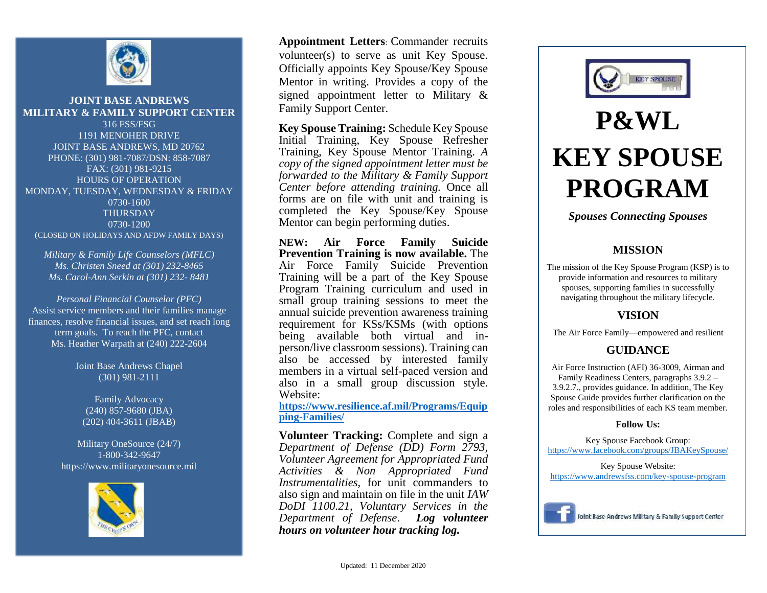**JOINT BASE ANDREWS**
**MILITARY & FAMILY SUPPORT CENTER**

316 FSS/FSG
1191 MENOHER DRIVE
JOINT BASE ANDREWS, MD 20762
PHONE: (301) 981-7087/DSN: 858-7087
FAX: (301) 981-9215
HOURS OF OPERATION
MONDAY, TUESDAY, WEDNESDAY & FRIDAY
0730-1600
THURSDAY
0730-1200
(CLOSED ON HOLIDAYS AND AFDW FAMILY DAYS)

*Military & Family Life Counselors (MFLC)*
*Ms. Christen Sneed at (301) 232-8465*
*Ms. Carol-Ann Serkin at (301) 232- 8481*

*Personal Financial Counselor (PFC)*
Assist service members and their families manage finances, resolve financial issues, and set reach long term goals. To reach the PFC, contact Ms. Heather Warpath at (240) 222-2604

Joint Base Andrews Chapel
(301) 981-2111

Family Advocacy
(240) 857-9680 (JBA)
(202) 404-3611 (JBAB)

Military OneSource (24/7)
1-800-342-9647
https://www.militaryonesource.mil

**Appointment Letters**: Commander recruits volunteer(s) to serve as unit Key Spouse. Officially appoints Key Spouse/Key Spouse Mentor in writing. Provides a copy of the signed appointment letter to Military & Family Support Center.

**Key Spouse Training:** Schedule Key Spouse Initial Training, Key Spouse Refresher Training, Key Spouse Mentor Training. *A copy of the signed appointment letter must be forwarded to the Military & Family Support Center before attending training.* Once all forms are on file with unit and training is completed the Key Spouse/Key Spouse Mentor can begin performing duties.

**NEW: Air Force Family Suicide Prevention Training is now available.** The Air Force Family Suicide Prevention Training will be a part of the Key Spouse Program Training curriculum and used in small group training sessions to meet the annual suicide prevention awareness training requirement for KSs/KSMs (with options being available both virtual and in-person/live classroom sessions). Training can also be accessed by interested family members in a virtual self-paced version and also in a small group discussion style. Website: **https://www.resilience.af.mil/Programs/Equipping-Families/**

**Volunteer Tracking:** Complete and sign a *Department of Defense (DD) Form 2793, Volunteer Agreement for Appropriated Fund Activities & Non Appropriated Fund Instrumentalities*, for unit commanders to also sign and maintain on file in the unit *IAW DoDI 1100.21, Voluntary Services in the Department of Defense*. ***Log volunteer hours on volunteer hour tracking log.***

Updated: 11 December 2020

KEY SPOUSE

# P&WL
# KEY SPOUSE PROGRAM

***Spouses Connecting Spouses***

## MISSION

The mission of the Key Spouse Program (KSP) is to provide information and resources to military spouses, supporting families in successfully navigating throughout the military lifecycle.

## VISION

The Air Force Family—empowered and resilient

## GUIDANCE

Air Force Instruction (AFI) 36-3009, Airman and Family Readiness Centers, paragraphs 3.9.2 – 3.9.2.7., provides guidance. In addition, The Key Spouse Guide provides further clarification on the roles and responsibilities of each KS team member.

**Follow Us:**

Key Spouse Facebook Group:
https://www.facebook.com/groups/JBAKeySpouse/

Key Spouse Website:
https://www.andrewsfss.com/key-spouse-program

Joint Base Andrews Military & Family Support Center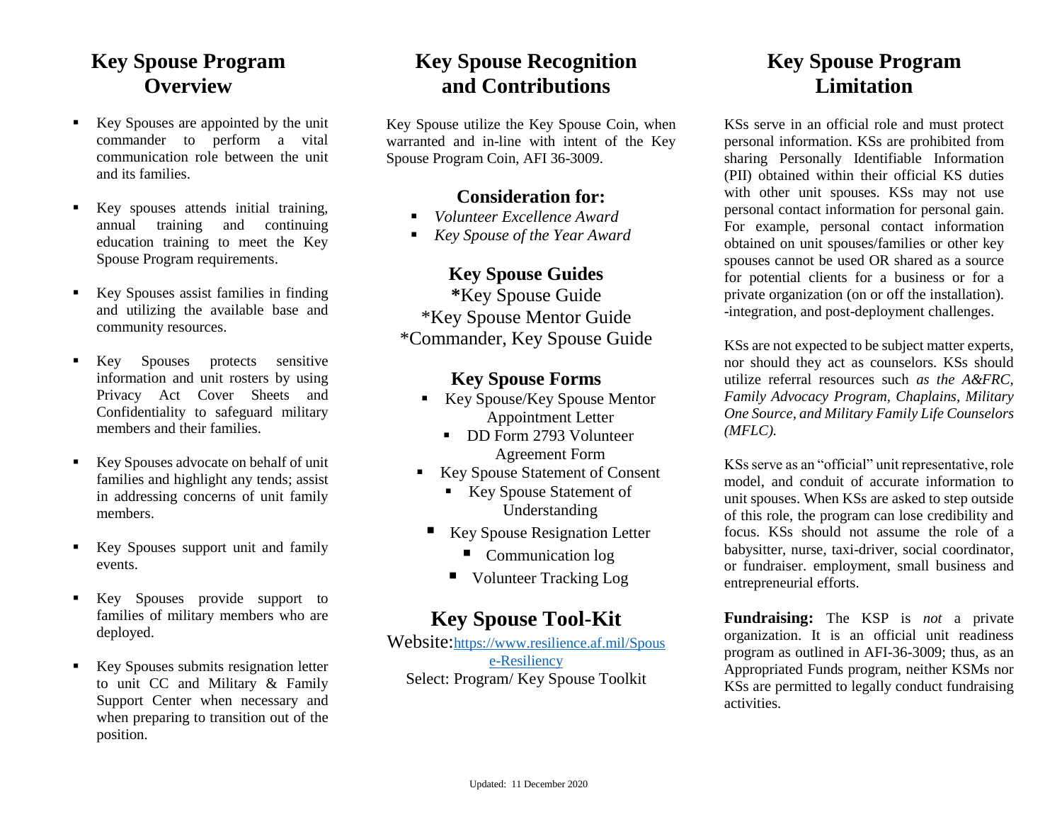# Key Spouse Program Overview

- Key Spouses are appointed by the unit commander to perform a vital communication role between the unit and its families.
- Key spouses attends initial training, annual training and continuing education training to meet the Key Spouse Program requirements.
- Key Spouses assist families in finding and utilizing the available base and community resources.
- Key Spouses protects sensitive information and unit rosters by using Privacy Act Cover Sheets and Confidentiality to safeguard military members and their families.
- Key Spouses advocate on behalf of unit families and highlight any tends; assist in addressing concerns of unit family members.
- Key Spouses support unit and family events.
- Key Spouses provide support to families of military members who are deployed.
- Key Spouses submits resignation letter to unit CC and Military & Family Support Center when necessary and when preparing to transition out of the position.

# Key Spouse Recognition and Contributions

Key Spouse utilize the Key Spouse Coin, when warranted and in-line with intent of the Key Spouse Program Coin, AFI 36-3009.

## Consideration for:

- *Volunteer Excellence Award*
- *Key Spouse of the Year Award*

## Key Spouse Guides

**\***Key Spouse Guide
*Key Spouse Mentor Guide
*Commander, Key Spouse Guide

## Key Spouse Forms

- Key Spouse/Key Spouse Mentor Appointment Letter
- DD Form 2793 Volunteer Agreement Form
- Key Spouse Statement of Consent
- Key Spouse Statement of Understanding
- Key Spouse Resignation Letter
- Communication log
- Volunteer Tracking Log

# Key Spouse Tool-Kit

Website: https://www.resilience.af.mil/Spouse-Resiliency
Select: Program/ Key Spouse Toolkit

# Key Spouse Program Limitation

KSs serve in an official role and must protect personal information. KSs are prohibited from sharing Personally Identifiable Information (PII) obtained within their official KS duties with other unit spouses. KSs may not use personal contact information for personal gain. For example, personal contact information obtained on unit spouses/families or other key spouses cannot be used OR shared as a source for potential clients for a business or for a private organization (on or off the installation). -integration, and post-deployment challenges.

KSs are not expected to be subject matter experts, nor should they act as counselors. KSs should utilize referral resources such *as the A&FRC, Family Advocacy Program, Chaplains, Military One Source, and Military Family Life Counselors (MFLC).*

KSs serve as an "official" unit representative, role model, and conduit of accurate information to unit spouses. When KSs are asked to step outside of this role, the program can lose credibility and focus. KSs should not assume the role of a babysitter, nurse, taxi-driver, social coordinator, or fundraiser. employment, small business and entrepreneurial efforts.

**Fundraising:** The KSP is *not* a private organization. It is an official unit readiness program as outlined in AFI-36-3009; thus, as an Appropriated Funds program, neither KSMs nor KSs are permitted to legally conduct fundraising activities.

Updated: 11 December 2020